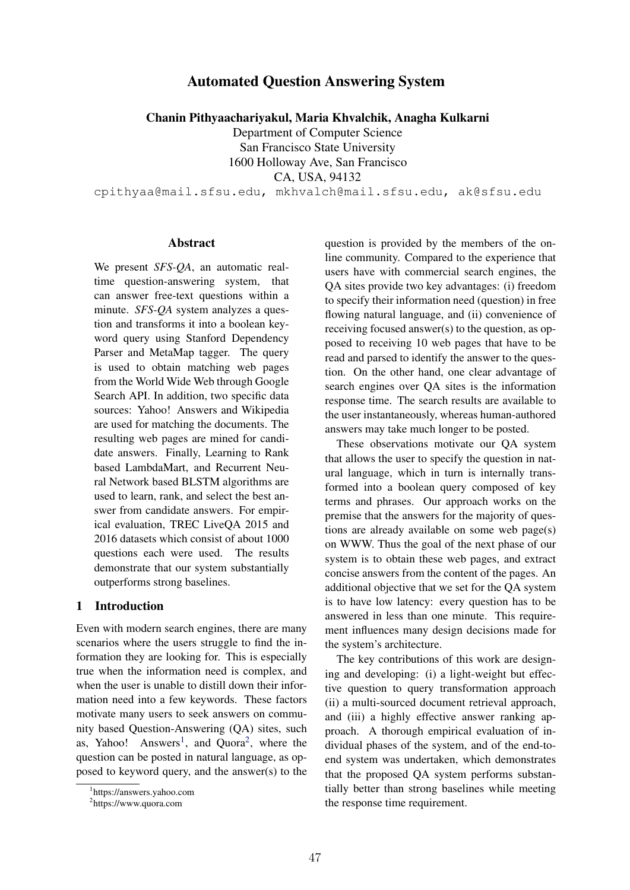# Automated Question Answering System

**Chanin Pithyaachariyakul, Maria Khvalchik, Anagha Kulkarni**

Department of Computer Science
San Francisco State University
1600 Holloway Ave, San Francisco
CA, USA, 94132

cpithyaa@mail.sfsu.edu, mkhvalch@mail.sfsu.edu, ak@sfsu.edu

## Abstract

We present *SFS-QA*, an automatic real-time question-answering system, that can answer free-text questions within a minute. *SFS-QA* system analyzes a question and transforms it into a boolean keyword query using Stanford Dependency Parser and MetaMap tagger. The query is used to obtain matching web pages from the World Wide Web through Google Search API. In addition, two specific data sources: Yahoo! Answers and Wikipedia are used for matching the documents. The resulting web pages are mined for candidate answers. Finally, Learning to Rank based LambdaMart, and Recurrent Neural Network based BLSTM algorithms are used to learn, rank, and select the best answer from candidate answers. For empirical evaluation, TREC LiveQA 2015 and 2016 datasets which consist of about 1000 questions each were used. The results demonstrate that our system substantially outperforms strong baselines.

## 1 Introduction

Even with modern search engines, there are many scenarios where the users struggle to find the information they are looking for. This is especially true when the information need is complex, and when the user is unable to distill down their information need into a few keywords. These factors motivate many users to seek answers on community based Question-Answering (QA) sites, such as, Yahoo! Answers[1], and Quora[2], where the question can be posted in natural language, as opposed to keyword query, and the answer(s) to the question is provided by the members of the online community. Compared to the experience that users have with commercial search engines, the QA sites provide two key advantages: (i) freedom to specify their information need (question) in free flowing natural language, and (ii) convenience of receiving focused answer(s) to the question, as opposed to receiving 10 web pages that have to be read and parsed to identify the answer to the question. On the other hand, one clear advantage of search engines over QA sites is the information response time. The search results are available to the user instantaneously, whereas human-authored answers may take much longer to be posted.

These observations motivate our QA system that allows the user to specify the question in natural language, which in turn is internally transformed into a boolean query composed of key terms and phrases. Our approach works on the premise that the answers for the majority of questions are already available on some web page(s) on WWW. Thus the goal of the next phase of our system is to obtain these web pages, and extract concise answers from the content of the pages. An additional objective that we set for the QA system is to have low latency: every question has to be answered in less than one minute. This requirement influences many design decisions made for the system's architecture.

The key contributions of this work are designing and developing: (i) a light-weight but effective question to query transformation approach (ii) a multi-sourced document retrieval approach, and (iii) a highly effective answer ranking approach. A thorough empirical evaluation of individual phases of the system, and of the end-to-end system was undertaken, which demonstrates that the proposed QA system performs substantially better than strong baselines while meeting the response time requirement.

[1] https://answers.yahoo.com

[2] https://www.quora.com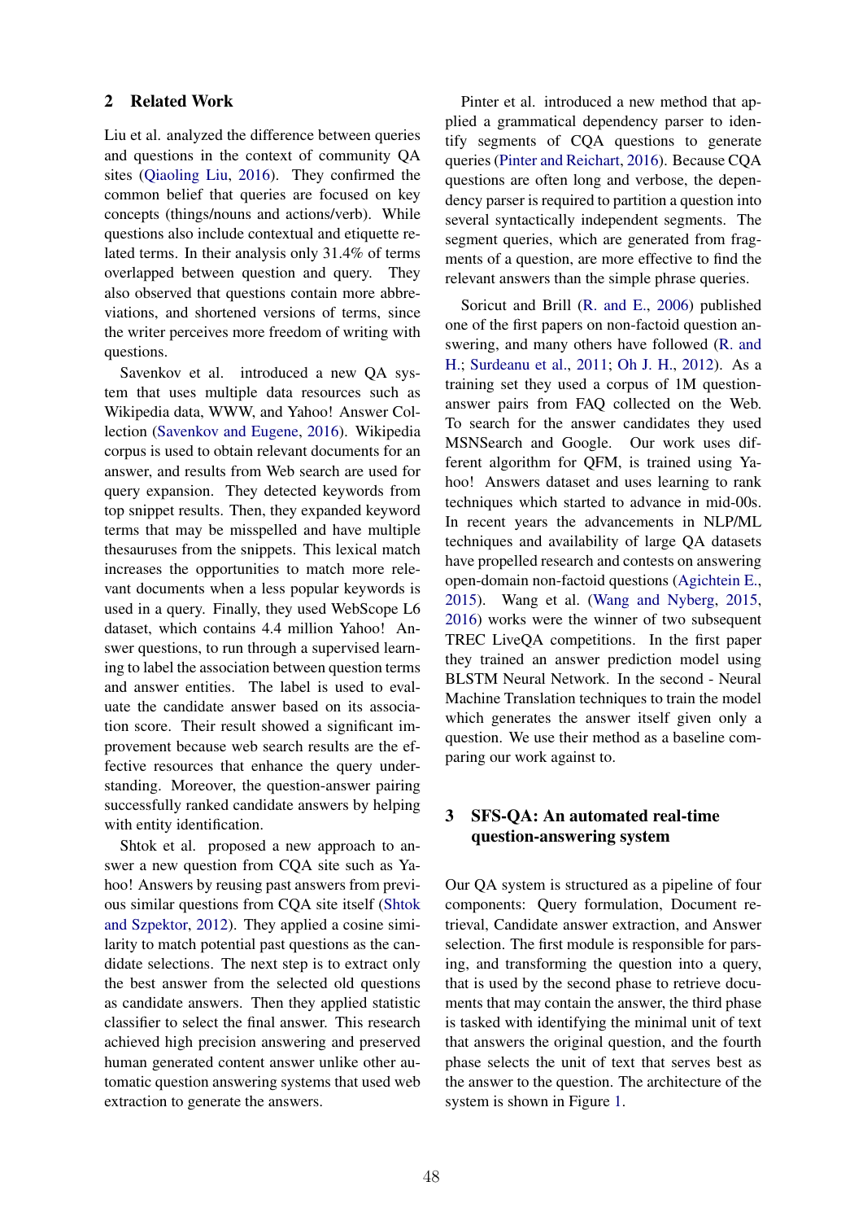## 2 Related Work

Liu et al. analyzed the difference between queries and questions in the context of community QA sites (Qiaoling Liu, 2016). They confirmed the common belief that queries are focused on key concepts (things/nouns and actions/verb). While questions also include contextual and etiquette related terms. In their analysis only 31.4% of terms overlapped between question and query. They also observed that questions contain more abbreviations, and shortened versions of terms, since the writer perceives more freedom of writing with questions.

Savenkov et al. introduced a new QA system that uses multiple data resources such as Wikipedia data, WWW, and Yahoo! Answer Collection (Savenkov and Eugene, 2016). Wikipedia corpus is used to obtain relevant documents for an answer, and results from Web search are used for query expansion. They detected keywords from top snippet results. Then, they expanded keyword terms that may be misspelled and have multiple thesauruses from the snippets. This lexical match increases the opportunities to match more relevant documents when a less popular keywords is used in a query. Finally, they used WebScope L6 dataset, which contains 4.4 million Yahoo! Answer questions, to run through a supervised learning to label the association between question terms and answer entities. The label is used to evaluate the candidate answer based on its association score. Their result showed a significant improvement because web search results are the effective resources that enhance the query understanding. Moreover, the question-answer pairing successfully ranked candidate answers by helping with entity identification.

Shtok et al. proposed a new approach to answer a new question from CQA site such as Yahoo! Answers by reusing past answers from previous similar questions from CQA site itself (Shtok and Szpektor, 2012). They applied a cosine similarity to match potential past questions as the candidate selections. The next step is to extract only the best answer from the selected old questions as candidate answers. Then they applied statistic classifier to select the final answer. This research achieved high precision answering and preserved human generated content answer unlike other automatic question answering systems that used web extraction to generate the answers.

Pinter et al. introduced a new method that applied a grammatical dependency parser to identify segments of CQA questions to generate queries (Pinter and Reichart, 2016). Because CQA questions are often long and verbose, the dependency parser is required to partition a question into several syntactically independent segments. The segment queries, which are generated from fragments of a question, are more effective to find the relevant answers than the simple phrase queries.

Soricut and Brill (R. and E., 2006) published one of the first papers on non-factoid question answering, and many others have followed (R. and H.; Surdeanu et al., 2011; Oh J. H., 2012). As a training set they used a corpus of 1M question-answer pairs from FAQ collected on the Web. To search for the answer candidates they used MSNSearch and Google. Our work uses different algorithm for QFM, is trained using Yahoo! Answers dataset and uses learning to rank techniques which started to advance in mid-00s. In recent years the advancements in NLP/ML techniques and availability of large QA datasets have propelled research and contests on answering open-domain non-factoid questions (Agichtein E., 2015). Wang et al. (Wang and Nyberg, 2015, 2016) works were the winner of two subsequent TREC LiveQA competitions. In the first paper they trained an answer prediction model using BLSTM Neural Network. In the second - Neural Machine Translation techniques to train the model which generates the answer itself given only a question. We use their method as a baseline comparing our work against to.

## 3 SFS-QA: An automated real-time question-answering system

Our QA system is structured as a pipeline of four components: Query formulation, Document retrieval, Candidate answer extraction, and Answer selection. The first module is responsible for parsing, and transforming the question into a query, that is used by the second phase to retrieve documents that may contain the answer, the third phase is tasked with identifying the minimal unit of text that answers the original question, and the fourth phase selects the unit of text that serves best as the answer to the question. The architecture of the system is shown in Figure 1.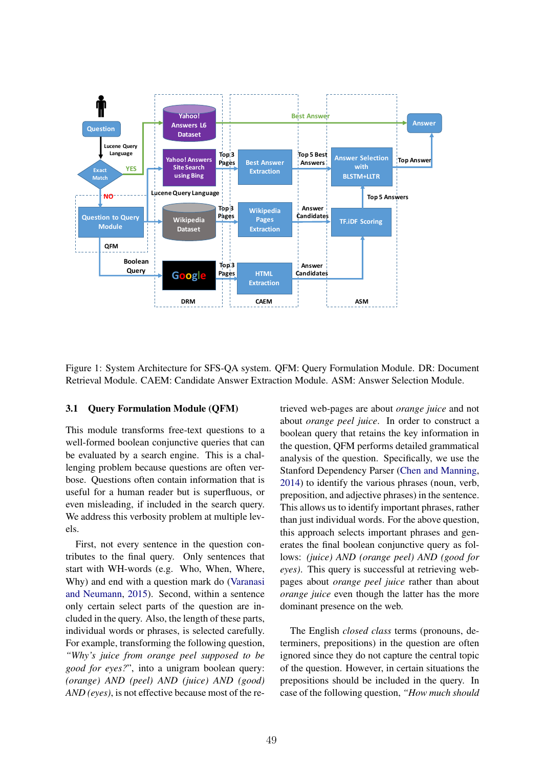Figure 1: System Architecture for SFS-QA system. QFM: Query Formulation Module. DR: Document Retrieval Module. CAEM: Candidate Answer Extraction Module. ASM: Answer Selection Module.

### 3.1 Query Formulation Module (QFM)

This module transforms free-text questions to a well-formed boolean conjunctive queries that can be evaluated by a search engine. This is a challenging problem because questions are often verbose. Questions often contain information that is useful for a human reader but is superfluous, or even misleading, if included in the search query. We address this verbosity problem at multiple levels.

First, not every sentence in the question contributes to the final query. Only sentences that start with WH-words (e.g. Who, When, Where, Why) and end with a question mark do (Varanasi and Neumann, 2015). Second, within a sentence only certain select parts of the question are included in the query. Also, the length of these parts, individual words or phrases, is selected carefully. For example, transforming the following question, *"Why's juice from orange peel supposed to be good for eyes?"*, into a unigram boolean query: *(orange) AND (peel) AND (juice) AND (good) AND (eyes)*, is not effective because most of the retrieved web-pages are about *orange juice* and not about *orange peel juice*. In order to construct a boolean query that retains the key information in the question, QFM performs detailed grammatical analysis of the question. Specifically, we use the Stanford Dependency Parser (Chen and Manning, 2014) to identify the various phrases (noun, verb, preposition, and adjective phrases) in the sentence. This allows us to identify important phrases, rather than just individual words. For the above question, this approach selects important phrases and generates the final boolean conjunctive query as follows: *(juice) AND (orange peel) AND (good for eyes)*. This query is successful at retrieving webpages about *orange peel juice* rather than about *orange juice* even though the latter has the more dominant presence on the web.

The English *closed class* terms (pronouns, determiners, prepositions) in the question are often ignored since they do not capture the central topic of the question. However, in certain situations the prepositions should be included in the query. In case of the following question, *"How much should*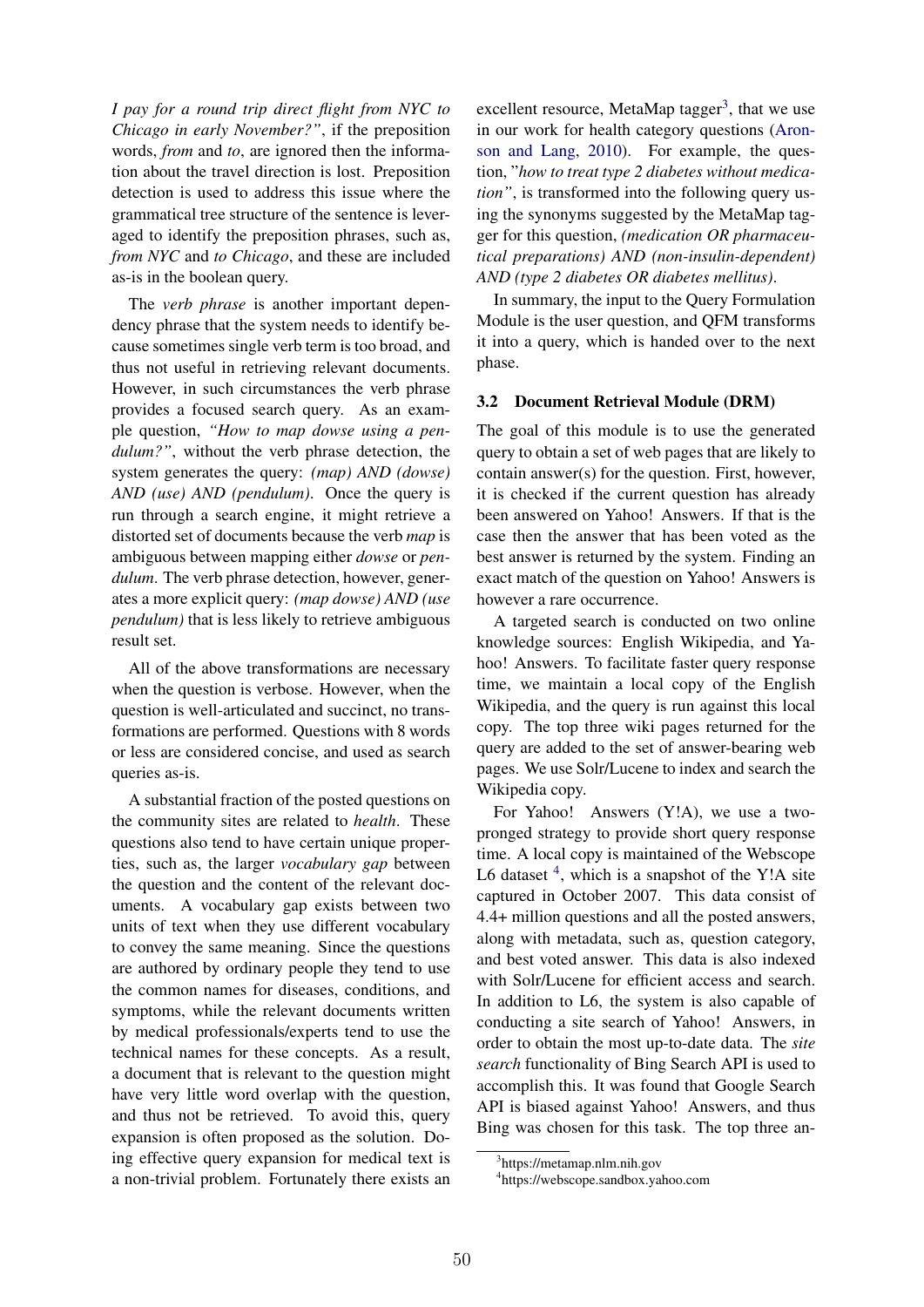*I pay for a round trip direct flight from NYC to Chicago in early November?"*, if the preposition words, *from* and *to*, are ignored then the information about the travel direction is lost. Preposition detection is used to address this issue where the grammatical tree structure of the sentence is leveraged to identify the preposition phrases, such as, *from NYC* and *to Chicago*, and these are included as-is in the boolean query.

The *verb phrase* is another important dependency phrase that the system needs to identify because sometimes single verb term is too broad, and thus not useful in retrieving relevant documents. However, in such circumstances the verb phrase provides a focused search query. As an example question, *"How to map dowse using a pendulum?"*, without the verb phrase detection, the system generates the query: *(map) AND (dowse) AND (use) AND (pendulum)*. Once the query is run through a search engine, it might retrieve a distorted set of documents because the verb *map* is ambiguous between mapping either *dowse* or *pendulum*. The verb phrase detection, however, generates a more explicit query: *(map dowse) AND (use pendulum)* that is less likely to retrieve ambiguous result set.

All of the above transformations are necessary when the question is verbose. However, when the question is well-articulated and succinct, no transformations are performed. Questions with 8 words or less are considered concise, and used as search queries as-is.

A substantial fraction of the posted questions on the community sites are related to *health*. These questions also tend to have certain unique properties, such as, the larger *vocabulary gap* between the question and the content of the relevant documents. A vocabulary gap exists between two units of text when they use different vocabulary to convey the same meaning. Since the questions are authored by ordinary people they tend to use the common names for diseases, conditions, and symptoms, while the relevant documents written by medical professionals/experts tend to use the technical names for these concepts. As a result, a document that is relevant to the question might have very little word overlap with the question, and thus not be retrieved. To avoid this, query expansion is often proposed as the solution. Doing effective query expansion for medical text is a non-trivial problem. Fortunately there exists an excellent resource, MetaMap tagger[3], that we use in our work for health category questions (Aronson and Lang, 2010). For example, the question, "*how to treat type 2 diabetes without medication"*, is transformed into the following query using the synonyms suggested by the MetaMap tagger for this question, *(medication OR pharmaceutical preparations) AND (non-insulin-dependent) AND (type 2 diabetes OR diabetes mellitus)*.

In summary, the input to the Query Formulation Module is the user question, and QFM transforms it into a query, which is handed over to the next phase.

### 3.2 Document Retrieval Module (DRM)

The goal of this module is to use the generated query to obtain a set of web pages that are likely to contain answer(s) for the question. First, however, it is checked if the current question has already been answered on Yahoo! Answers. If that is the case then the answer that has been voted as the best answer is returned by the system. Finding an exact match of the question on Yahoo! Answers is however a rare occurrence.

A targeted search is conducted on two online knowledge sources: English Wikipedia, and Yahoo! Answers. To facilitate faster query response time, we maintain a local copy of the English Wikipedia, and the query is run against this local copy. The top three wiki pages returned for the query are added to the set of answer-bearing web pages. We use Solr/Lucene to index and search the Wikipedia copy.

For Yahoo! Answers (Y!A), we use a two-pronged strategy to provide short query response time. A local copy is maintained of the Webscope L6 dataset [4], which is a snapshot of the Y!A site captured in October 2007. This data consist of 4.4+ million questions and all the posted answers, along with metadata, such as, question category, and best voted answer. This data is also indexed with Solr/Lucene for efficient access and search. In addition to L6, the system is also capable of conducting a site search of Yahoo! Answers, in order to obtain the most up-to-date data. The *site search* functionality of Bing Search API is used to accomplish this. It was found that Google Search API is biased against Yahoo! Answers, and thus Bing was chosen for this task. The top three an-

[3] https://metamap.nlm.nih.gov

[4] https://webscope.sandbox.yahoo.com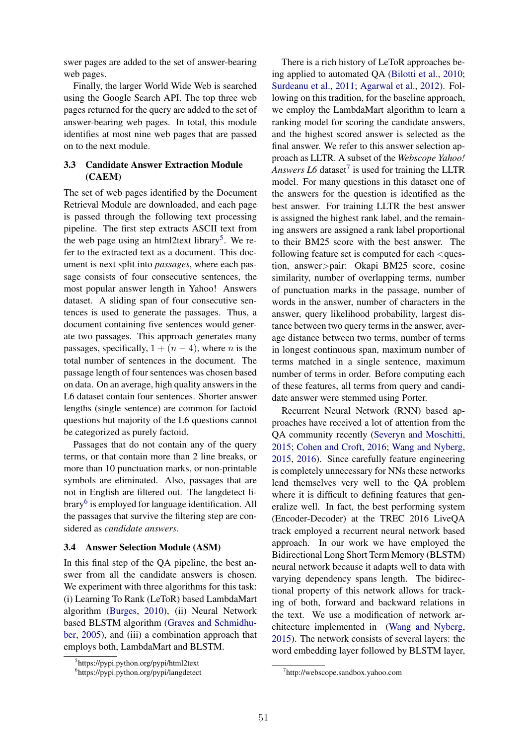swer pages are added to the set of answer-bearing web pages.

Finally, the larger World Wide Web is searched using the Google Search API. The top three web pages returned for the query are added to the set of answer-bearing web pages. In total, this module identifies at most nine web pages that are passed on to the next module.

### 3.3 Candidate Answer Extraction Module (CAEM)

The set of web pages identified by the Document Retrieval Module are downloaded, and each page is passed through the following text processing pipeline. The first step extracts ASCII text from the web page using an html2text library[5]. We refer to the extracted text as a document. This document is next split into *passages*, where each passage consists of four consecutive sentences, the most popular answer length in Yahoo! Answers dataset. A sliding span of four consecutive sentences is used to generate the passages. Thus, a document containing five sentences would generate two passages. This approach generates many passages, specifically, $1 + (n - 4)$, where $n$ is the total number of sentences in the document. The passage length of four sentences was chosen based on data. On an average, high quality answers in the L6 dataset contain four sentences. Shorter answer lengths (single sentence) are common for factoid questions but majority of the L6 questions cannot be categorized as purely factoid.

Passages that do not contain any of the query terms, or that contain more than 2 line breaks, or more than 10 punctuation marks, or non-printable symbols are eliminated. Also, passages that are not in English are filtered out. The langdetect library[6] is employed for language identification. All the passages that survive the filtering step are considered as *candidate answers*.

### 3.4 Answer Selection Module (ASM)

In this final step of the QA pipeline, the best answer from all the candidate answers is chosen. We experiment with three algorithms for this task: (i) Learning To Rank (LeToR) based LambdaMart algorithm (Burges, 2010), (ii) Neural Network based BLSTM algorithm (Graves and Schmidhuber, 2005), and (iii) a combination approach that employs both, LambdaMart and BLSTM.

There is a rich history of LeToR approaches being applied to automated QA (Bilotti et al., 2010; Surdeanu et al., 2011; Agarwal et al., 2012). Following on this tradition, for the baseline approach, we employ the LambdaMart algorithm to learn a ranking model for scoring the candidate answers, and the highest scored answer is selected as the final answer. We refer to this answer selection approach as LLTR. A subset of the *Webscope Yahoo! Answers L6* dataset[7] is used for training the LLTR model. For many questions in this dataset one of the answers for the question is identified as the best answer. For training LLTR the best answer is assigned the highest rank label, and the remaining answers are assigned a rank label proportional to their BM25 score with the best answer. The following feature set is computed for each <question, answer>pair: Okapi BM25 score, cosine similarity, number of overlapping terms, number of punctuation marks in the passage, number of words in the answer, number of characters in the answer, query likelihood probability, largest distance between two query terms in the answer, average distance between two terms, number of terms in longest continuous span, maximum number of terms matched in a single sentence, maximum number of terms in order. Before computing each of these features, all terms from query and candidate answer were stemmed using Porter.

Recurrent Neural Network (RNN) based approaches have received a lot of attention from the QA community recently (Severyn and Moschitti, 2015; Cohen and Croft, 2016; Wang and Nyberg, 2015, 2016). Since carefully feature engineering is completely unnecessary for NNs these networks lend themselves very well to the QA problem where it is difficult to defining features that generalize well. In fact, the best performing system (Encoder-Decoder) at the TREC 2016 LiveQA track employed a recurrent neural network based approach. In our work we have employed the Bidirectional Long Short Term Memory (BLSTM) neural network because it adapts well to data with varying dependency spans length. The bidirectional property of this network allows for tracking of both, forward and backward relations in the text. We use a modification of network architecture implemented in (Wang and Nyberg, 2015). The network consists of several layers: the word embedding layer followed by BLSTM layer,

[5]https://pypi.python.org/pypi/html2text

[6]https://pypi.python.org/pypi/langdetect

[7]http://webscope.sandbox.yahoo.com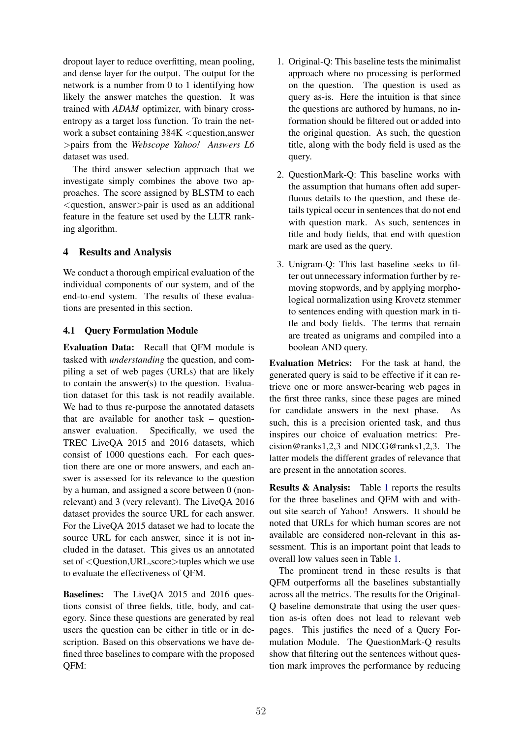dropout layer to reduce overfitting, mean pooling, and dense layer for the output. The output for the network is a number from 0 to 1 identifying how likely the answer matches the question. It was trained with *ADAM* optimizer, with binary cross-entropy as a target loss function. To train the network a subset containing 384K <question,answer >pairs from the *Webscope Yahoo! Answers L6* dataset was used.

The third answer selection approach that we investigate simply combines the above two approaches. The score assigned by BLSTM to each <question, answer>pair is used as an additional feature in the feature set used by the LLTR ranking algorithm.

## 4 Results and Analysis

We conduct a thorough empirical evaluation of the individual components of our system, and of the end-to-end system. The results of these evaluations are presented in this section.

### 4.1 Query Formulation Module

**Evaluation Data:** Recall that QFM module is tasked with *understanding* the question, and compiling a set of web pages (URLs) that are likely to contain the answer(s) to the question. Evaluation dataset for this task is not readily available. We had to thus re-purpose the annotated datasets that are available for another task – question-answer evaluation. Specifically, we used the TREC LiveQA 2015 and 2016 datasets, which consist of 1000 questions each. For each question there are one or more answers, and each answer is assessed for its relevance to the question by a human, and assigned a score between 0 (non-relevant) and 3 (very relevant). The LiveQA 2016 dataset provides the source URL for each answer. For the LiveQA 2015 dataset we had to locate the source URL for each answer, since it is not included in the dataset. This gives us an annotated set of <Question,URL,score>tuples which we use to evaluate the effectiveness of QFM.

**Baselines:** The LiveQA 2015 and 2016 questions consist of three fields, title, body, and category. Since these questions are generated by real users the question can be either in title or in description. Based on this observations we have defined three baselines to compare with the proposed QFM:

1. Original-Q: This baseline tests the minimalist approach where no processing is performed on the question. The question is used as query as-is. Here the intuition is that since the questions are authored by humans, no information should be filtered out or added into the original question. As such, the question title, along with the body field is used as the query.

2. QuestionMark-Q: This baseline works with the assumption that humans often add superfluous details to the question, and these details typical occur in sentences that do not end with question mark. As such, sentences in title and body fields, that end with question mark are used as the query.

3. Unigram-Q: This last baseline seeks to filter out unnecessary information further by removing stopwords, and by applying morphological normalization using Krovetz stemmer to sentences ending with question mark in title and body fields. The terms that remain are treated as unigrams and compiled into a boolean AND query.

**Evaluation Metrics:** For the task at hand, the generated query is said to be effective if it can retrieve one or more answer-bearing web pages in the first three ranks, since these pages are mined for candidate answers in the next phase. As such, this is a precision oriented task, and thus inspires our choice of evaluation metrics: Precision@ranks1,2,3 and NDCG@ranks1,2,3. The latter models the different grades of relevance that are present in the annotation scores.

**Results & Analysis:** Table 1 reports the results for the three baselines and QFM with and without site search of Yahoo! Answers. It should be noted that URLs for which human scores are not available are considered non-relevant in this assessment. This is an important point that leads to overall low values seen in Table 1.

The prominent trend in these results is that QFM outperforms all the baselines substantially across all the metrics. The results for the Original-Q baseline demonstrate that using the user question as-is often does not lead to relevant web pages. This justifies the need of a Query Formulation Module. The QuestionMark-Q results show that filtering out the sentences without question mark improves the performance by reducing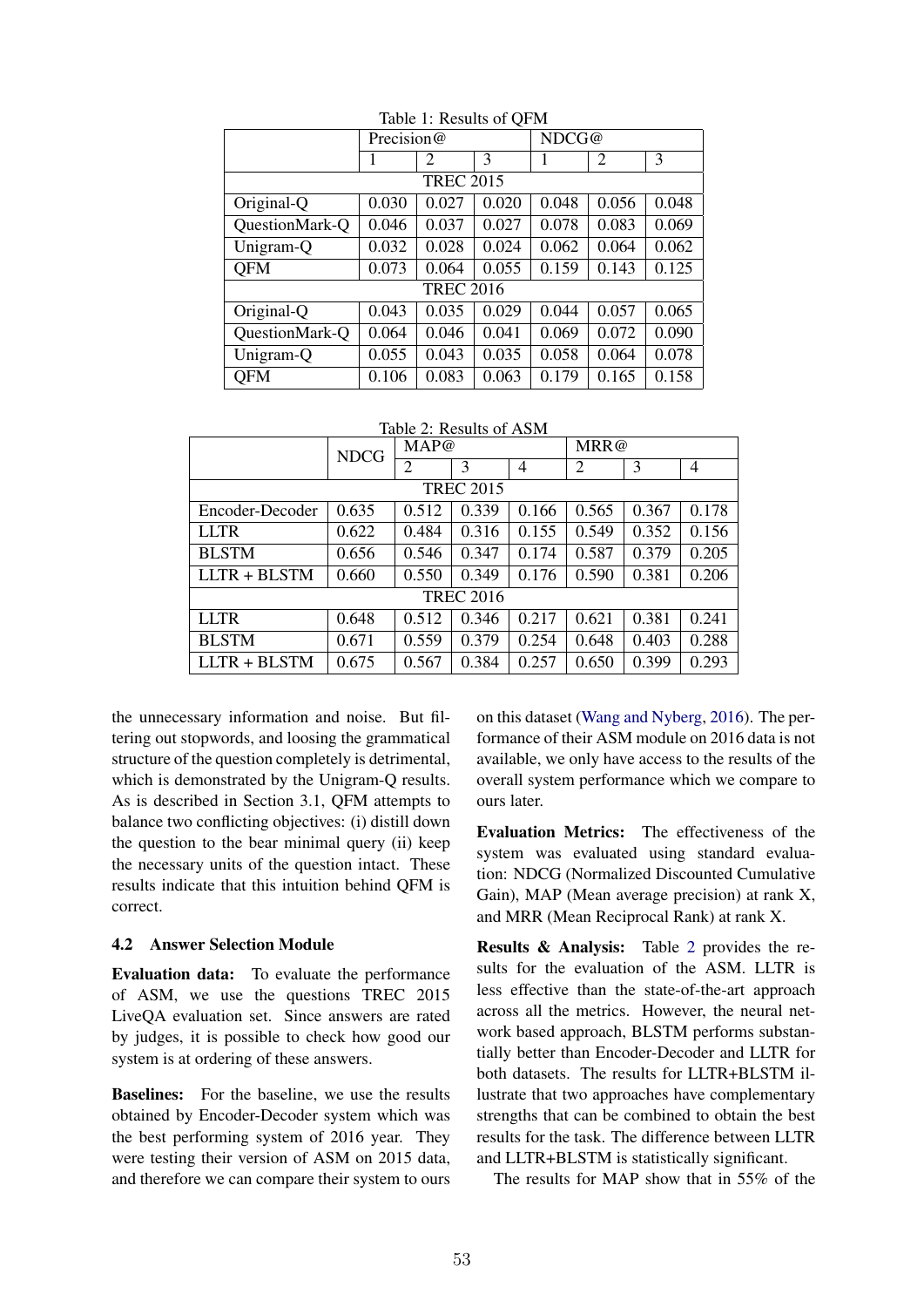Table 1: Results of QFM

| | Precision@ | | | NDCG@ | | |
|---|---|---|---|---|---|---|
| | 1 | 2 | 3 | 1 | 2 | 3 |
| **TREC 2015** | | | | | | |
| Original-Q | 0.030 | 0.027 | 0.020 | 0.048 | 0.056 | 0.048 |
| QuestionMark-Q | 0.046 | 0.037 | 0.027 | 0.078 | 0.083 | 0.069 |
| Unigram-Q | 0.032 | 0.028 | 0.024 | 0.062 | 0.064 | 0.062 |
| QFM | 0.073 | 0.064 | 0.055 | 0.159 | 0.143 | 0.125 |
| **TREC 2016** | | | | | | |
| Original-Q | 0.043 | 0.035 | 0.029 | 0.044 | 0.057 | 0.065 |
| QuestionMark-Q | 0.064 | 0.046 | 0.041 | 0.069 | 0.072 | 0.090 |
| Unigram-Q | 0.055 | 0.043 | 0.035 | 0.058 | 0.064 | 0.078 |
| QFM | 0.106 | 0.083 | 0.063 | 0.179 | 0.165 | 0.158 |

Table 2: Results of ASM

| | NDCG | MAP@ | | | MRR@ | | |
|---|---|---|---|---|---|---|---|
| | | 2 | 3 | 4 | 2 | 3 | 4 |
| **TREC 2015** | | | | | | | |
| Encoder-Decoder | 0.635 | 0.512 | 0.339 | 0.166 | 0.565 | 0.367 | 0.178 |
| LLTR | 0.622 | 0.484 | 0.316 | 0.155 | 0.549 | 0.352 | 0.156 |
| BLSTM | 0.656 | 0.546 | 0.347 | 0.174 | 0.587 | 0.379 | 0.205 |
| LLTR + BLSTM | 0.660 | 0.550 | 0.349 | 0.176 | 0.590 | 0.381 | 0.206 |
| **TREC 2016** | | | | | | | |
| LLTR | 0.648 | 0.512 | 0.346 | 0.217 | 0.621 | 0.381 | 0.241 |
| BLSTM | 0.671 | 0.559 | 0.379 | 0.254 | 0.648 | 0.403 | 0.288 |
| LLTR + BLSTM | 0.675 | 0.567 | 0.384 | 0.257 | 0.650 | 0.399 | 0.293 |

the unnecessary information and noise. But filtering out stopwords, and loosing the grammatical structure of the question completely is detrimental, which is demonstrated by the Unigram-Q results. As is described in Section 3.1, QFM attempts to balance two conflicting objectives: (i) distill down the question to the bear minimal query (ii) keep the necessary units of the question intact. These results indicate that this intuition behind QFM is correct.

### 4.2 Answer Selection Module

**Evaluation data:** To evaluate the performance of ASM, we use the questions TREC 2015 LiveQA evaluation set. Since answers are rated by judges, it is possible to check how good our system is at ordering of these answers.

**Baselines:** For the baseline, we use the results obtained by Encoder-Decoder system which was the best performing system of 2016 year. They were testing their version of ASM on 2015 data, and therefore we can compare their system to ours on this dataset (Wang and Nyberg, 2016). The performance of their ASM module on 2016 data is not available, we only have access to the results of the overall system performance which we compare to ours later.

**Evaluation Metrics:** The effectiveness of the system was evaluated using standard evaluation: NDCG (Normalized Discounted Cumulative Gain), MAP (Mean average precision) at rank X, and MRR (Mean Reciprocal Rank) at rank X.

**Results & Analysis:** Table 2 provides the results for the evaluation of the ASM. LLTR is less effective than the state-of-the-art approach across all the metrics. However, the neural network based approach, BLSTM performs substantially better than Encoder-Decoder and LLTR for both datasets. The results for LLTR+BLSTM illustrate that two approaches have complementary strengths that can be combined to obtain the best results for the task. The difference between LLTR and LLTR+BLSTM is statistically significant.

The results for MAP show that in 55% of the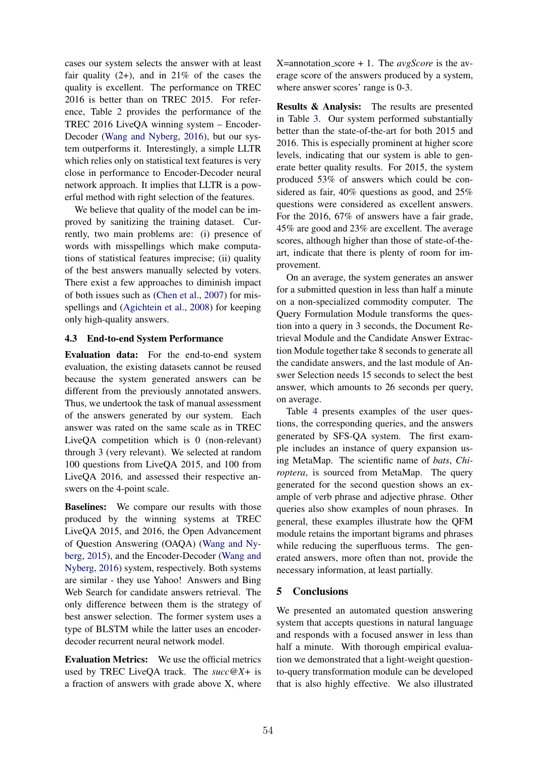cases our system selects the answer with at least fair quality (2+), and in 21% of the cases the quality is excellent. The performance on TREC 2016 is better than on TREC 2015. For reference, Table 2 provides the performance of the TREC 2016 LiveQA winning system – Encoder-Decoder (Wang and Nyberg, 2016), but our system outperforms it. Interestingly, a simple LLTR which relies only on statistical text features is very close in performance to Encoder-Decoder neural network approach. It implies that LLTR is a powerful method with right selection of the features.

We believe that quality of the model can be improved by sanitizing the training dataset. Currently, two main problems are: (i) presence of words with misspellings which make computations of statistical features imprecise; (ii) quality of the best answers manually selected by voters. There exist a few approaches to diminish impact of both issues such as (Chen et al., 2007) for misspellings and (Agichtein et al., 2008) for keeping only high-quality answers.

### 4.3 End-to-end System Performance

**Evaluation data:** For the end-to-end system evaluation, the existing datasets cannot be reused because the system generated answers can be different from the previously annotated answers. Thus, we undertook the task of manual assessment of the answers generated by our system. Each answer was rated on the same scale as in TREC LiveQA competition which is 0 (non-relevant) through 3 (very relevant). We selected at random 100 questions from LiveQA 2015, and 100 from LiveQA 2016, and assessed their respective answers on the 4-point scale.

**Baselines:** We compare our results with those produced by the winning systems at TREC LiveQA 2015, and 2016, the Open Advancement of Question Answering (OAQA) (Wang and Nyberg, 2015), and the Encoder-Decoder (Wang and Nyberg, 2016) system, respectively. Both systems are similar - they use Yahoo! Answers and Bing Web Search for candidate answers retrieval. The only difference between them is the strategy of best answer selection. The former system uses a type of BLSTM while the latter uses an encoder-decoder recurrent neural network model.

**Evaluation Metrics:** We use the official metrics used by TREC LiveQA track. The *succ@X+* is a fraction of answers with grade above X, where X=annotation_score + 1. The *avgScore* is the average score of the answers produced by a system, where answer scores' range is 0-3.

**Results & Analysis:** The results are presented in Table 3. Our system performed substantially better than the state-of-the-art for both 2015 and 2016. This is especially prominent at higher score levels, indicating that our system is able to generate better quality results. For 2015, the system produced 53% of answers which could be considered as fair, 40% questions as good, and 25% questions were considered as excellent answers. For the 2016, 67% of answers have a fair grade, 45% are good and 23% are excellent. The average scores, although higher than those of state-of-the-art, indicate that there is plenty of room for improvement.

On an average, the system generates an answer for a submitted question in less than half a minute on a non-specialized commodity computer. The Query Formulation Module transforms the question into a query in 3 seconds, the Document Retrieval Module and the Candidate Answer Extraction Module together take 8 seconds to generate all the candidate answers, and the last module of Answer Selection needs 15 seconds to select the best answer, which amounts to 26 seconds per query, on average.

Table 4 presents examples of the user questions, the corresponding queries, and the answers generated by SFS-QA system. The first example includes an instance of query expansion using MetaMap. The scientific name of *bats*, *Chiroptera*, is sourced from MetaMap. The query generated for the second question shows an example of verb phrase and adjective phrase. Other queries also show examples of noun phrases. In general, these examples illustrate how the QFM module retains the important bigrams and phrases while reducing the superfluous terms. The generated answers, more often than not, provide the necessary information, at least partially.

## 5 Conclusions

We presented an automated question answering system that accepts questions in natural language and responds with a focused answer in less than half a minute. With thorough empirical evaluation we demonstrated that a light-weight question-to-query transformation module can be developed that is also highly effective. We also illustrated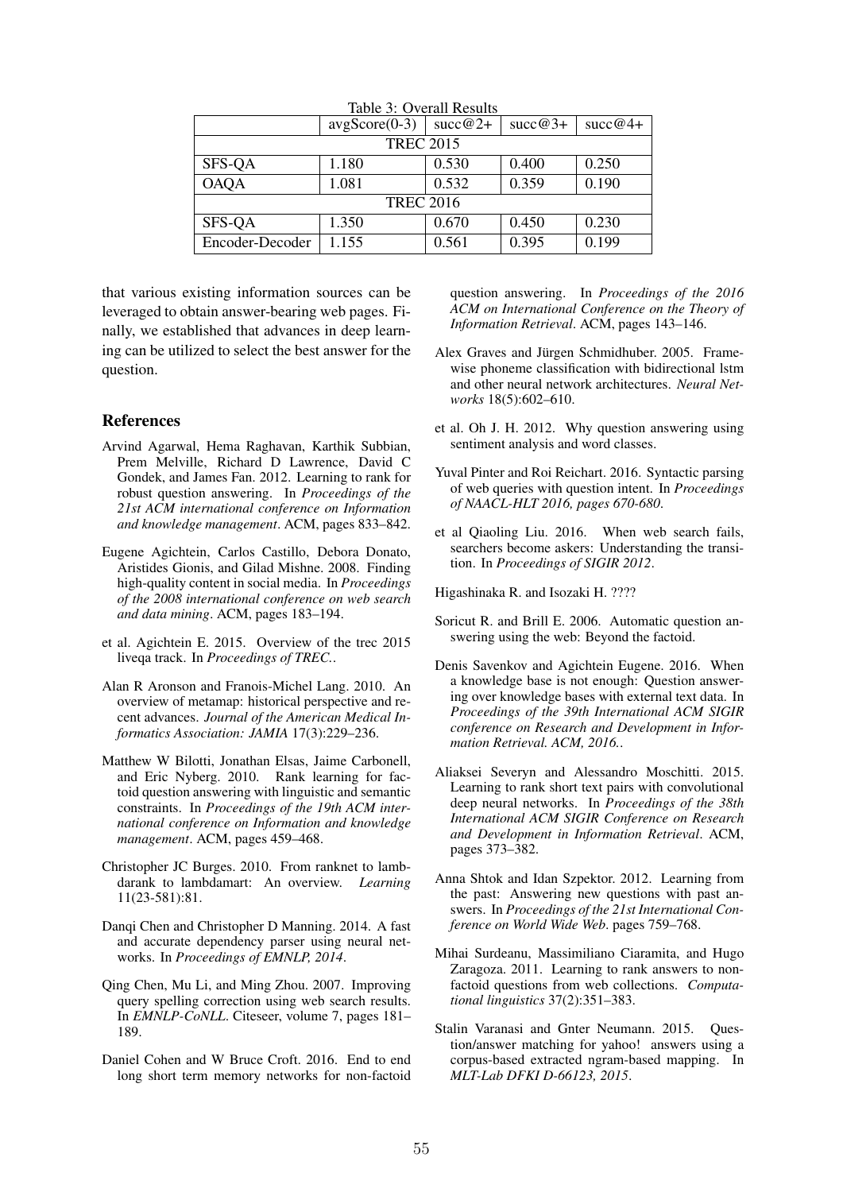Table 3: Overall Results

| | avgScore(0-3) | succ@2+ | succ@3+ | succ@4+ |
|---|---|---|---|---|
| TREC 2015 | | | | |
| SFS-QA | 1.180 | 0.530 | 0.400 | 0.250 |
| OAQA | 1.081 | 0.532 | 0.359 | 0.190 |
| TREC 2016 | | | | |
| SFS-QA | 1.350 | 0.670 | 0.450 | 0.230 |
| Encoder-Decoder | 1.155 | 0.561 | 0.395 | 0.199 |

that various existing information sources can be leveraged to obtain answer-bearing web pages. Finally, we established that advances in deep learning can be utilized to select the best answer for the question.

## References

Arvind Agarwal, Hema Raghavan, Karthik Subbian, Prem Melville, Richard D Lawrence, David C Gondek, and James Fan. 2012. Learning to rank for robust question answering. In *Proceedings of the 21st ACM international conference on Information and knowledge management*. ACM, pages 833–842.

Eugene Agichtein, Carlos Castillo, Debora Donato, Aristides Gionis, and Gilad Mishne. 2008. Finding high-quality content in social media. In *Proceedings of the 2008 international conference on web search and data mining*. ACM, pages 183–194.

et al. Agichtein E. 2015. Overview of the trec 2015 liveqa track. In *Proceedings of TREC.*.

Alan R Aronson and Franois-Michel Lang. 2010. An overview of metamap: historical perspective and recent advances. *Journal of the American Medical Informatics Association: JAMIA* 17(3):229–236.

Matthew W Bilotti, Jonathan Elsas, Jaime Carbonell, and Eric Nyberg. 2010. Rank learning for factoid question answering with linguistic and semantic constraints. In *Proceedings of the 19th ACM international conference on Information and knowledge management*. ACM, pages 459–468.

Christopher JC Burges. 2010. From ranknet to lambdarank to lambdamart: An overview. *Learning* 11(23-581):81.

Danqi Chen and Christopher D Manning. 2014. A fast and accurate dependency parser using neural networks. In *Proceedings of EMNLP, 2014*.

Qing Chen, Mu Li, and Ming Zhou. 2007. Improving query spelling correction using web search results. In *EMNLP-CoNLL*. Citeseer, volume 7, pages 181–189.

Daniel Cohen and W Bruce Croft. 2016. End to end long short term memory networks for non-factoid question answering. In *Proceedings of the 2016 ACM on International Conference on the Theory of Information Retrieval*. ACM, pages 143–146.

Alex Graves and Jürgen Schmidhuber. 2005. Framewise phoneme classification with bidirectional lstm and other neural network architectures. *Neural Networks* 18(5):602–610.

et al. Oh J. H. 2012. Why question answering using sentiment analysis and word classes.

Yuval Pinter and Roi Reichart. 2016. Syntactic parsing of web queries with question intent. In *Proceedings of NAACL-HLT 2016, pages 670-680*.

et al Qiaoling Liu. 2016. When web search fails, searchers become askers: Understanding the transition. In *Proceedings of SIGIR 2012*.

Higashinaka R. and Isozaki H. ????

Soricut R. and Brill E. 2006. Automatic question answering using the web: Beyond the factoid.

Denis Savenkov and Agichtein Eugene. 2016. When a knowledge base is not enough: Question answering over knowledge bases with external text data. In *Proceedings of the 39th International ACM SIGIR conference on Research and Development in Information Retrieval. ACM, 2016.*.

Aliaksei Severyn and Alessandro Moschitti. 2015. Learning to rank short text pairs with convolutional deep neural networks. In *Proceedings of the 38th International ACM SIGIR Conference on Research and Development in Information Retrieval*. ACM, pages 373–382.

Anna Shtok and Idan Szpektor. 2012. Learning from the past: Answering new questions with past answers. In *Proceedings of the 21st International Conference on World Wide Web*. pages 759–768.

Mihai Surdeanu, Massimiliano Ciaramita, and Hugo Zaragoza. 2011. Learning to rank answers to non-factoid questions from web collections. *Computational linguistics* 37(2):351–383.

Stalin Varanasi and Gnter Neumann. 2015. Question/answer matching for yahoo! answers using a corpus-based extracted ngram-based mapping. In *MLT-Lab DFKI D-66123, 2015*.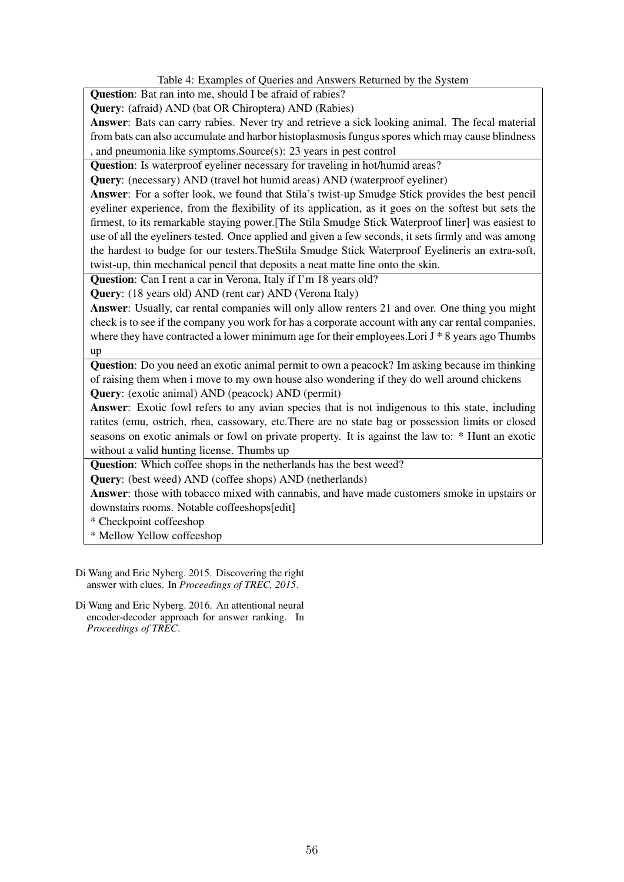Table 4: Examples of Queries and Answers Returned by the System

| |
|---|
| **Question**: Bat ran into me, should I be afraid of rabies?<br>**Query**: (afraid) AND (bat OR Chiroptera) AND (Rabies)<br>**Answer**: Bats can carry rabies. Never try and retrieve a sick looking animal. The fecal material from bats can also accumulate and harbor histoplasmosis fungus spores which may cause blindness , and pneumonia like symptoms.Source(s): 23 years in pest control |
| **Question**: Is waterproof eyeliner necessary for traveling in hot/humid areas?<br>**Query**: (necessary) AND (travel hot humid areas) AND (waterproof eyeliner)<br>**Answer**: For a softer look, we found that Stila's twist-up Smudge Stick provides the best pencil eyeliner experience, from the flexibility of its application, as it goes on the softest but sets the firmest, to its remarkable staying power.[The Stila Smudge Stick Waterproof liner] was easiest to use of all the eyeliners tested. Once applied and given a few seconds, it sets firmly and was among the hardest to budge for our testers.TheStila Smudge Stick Waterproof Eyelineris an extra-soft, twist-up, thin mechanical pencil that deposits a neat matte line onto the skin. |
| **Question**: Can I rent a car in Verona, Italy if I'm 18 years old?<br>**Query**: (18 years old) AND (rent car) AND (Verona Italy)<br>**Answer**: Usually, car rental companies will only allow renters 21 and over. One thing you might check is to see if the company you work for has a corporate account with any car rental companies, where they have contracted a lower minimum age for their employees.Lori J * 8 years ago Thumbs up |
| **Question**: Do you need an exotic animal permit to own a peacock? Im asking because im thinking of raising them when i move to my own house also wondering if they do well around chickens<br>**Query**: (exotic animal) AND (peacock) AND (permit)<br>**Answer**: Exotic fowl refers to any avian species that is not indigenous to this state, including ratites (emu, ostrich, rhea, cassowary, etc.There are no state bag or possession limits or closed seasons on exotic animals or fowl on private property. It is against the law to: * Hunt an exotic without a valid hunting license. Thumbs up |
| **Question**: Which coffee shops in the netherlands has the best weed?<br>**Query**: (best weed) AND (coffee shops) AND (netherlands)<br>**Answer**: those with tobacco mixed with cannabis, and have made customers smoke in upstairs or downstairs rooms. Notable coffeeshops[edit]<br>* Checkpoint coffeeshop<br>* Mellow Yellow coffeeshop |

Di Wang and Eric Nyberg. 2015. Discovering the right answer with clues. In *Proceedings of TREC, 2015*.

Di Wang and Eric Nyberg. 2016. An attentional neural encoder-decoder approach for answer ranking. In *Proceedings of TREC*.